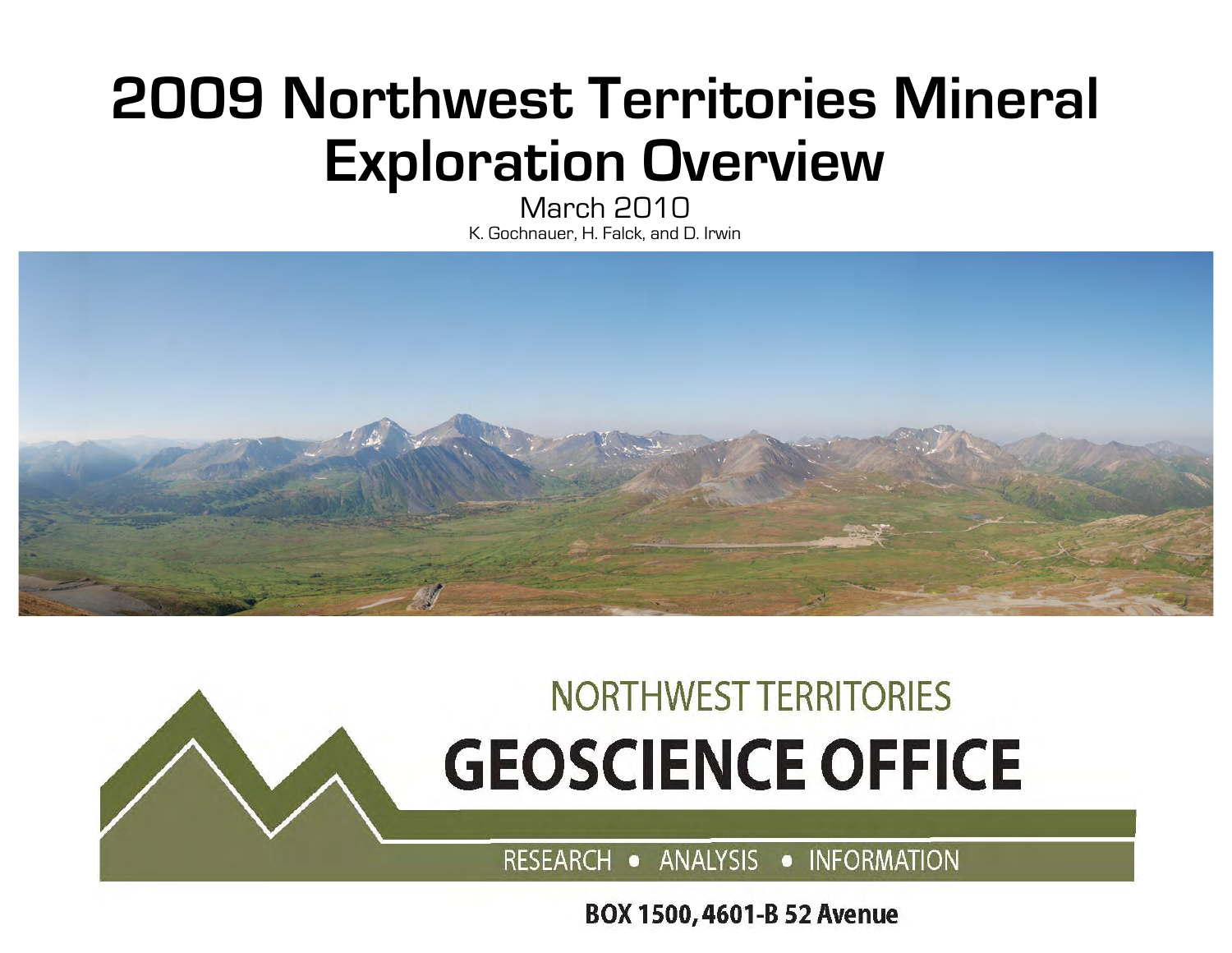# 2009 Northwest Territories Mineral Exploration Overview

March 2010

K. Gochnauer, H. Falck, and D. Irwin

NORTHWEST TERRITORIES

## GEOSCIENCE OFFICE

RESEARCH • ANALYSIS • INFORMATION

**BOX 1500, 4601-B 52 Avenue**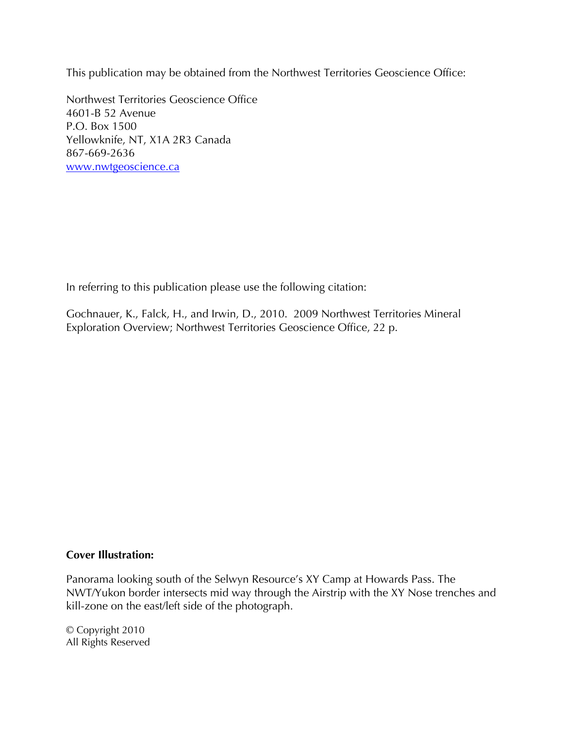This publication may be obtained from the Northwest Territories Geoscience Office:

Northwest Territories Geoscience Office
4601-B 52 Avenue
P.O. Box 1500
Yellowknife, NT, X1A 2R3 Canada
867-669-2636
[www.nwtgeoscience.ca](http://www.nwtgeoscience.ca)

In referring to this publication please use the following citation:

Gochnauer, K., Falck, H., and Irwin, D., 2010. 2009 Northwest Territories Mineral Exploration Overview; Northwest Territories Geoscience Office, 22 p.

**Cover Illustration:**

Panorama looking south of the Selwyn Resource's XY Camp at Howards Pass. The NWT/Yukon border intersects mid way through the Airstrip with the XY Nose trenches and kill-zone on the east/left side of the photograph.

© Copyright 2010
All Rights Reserved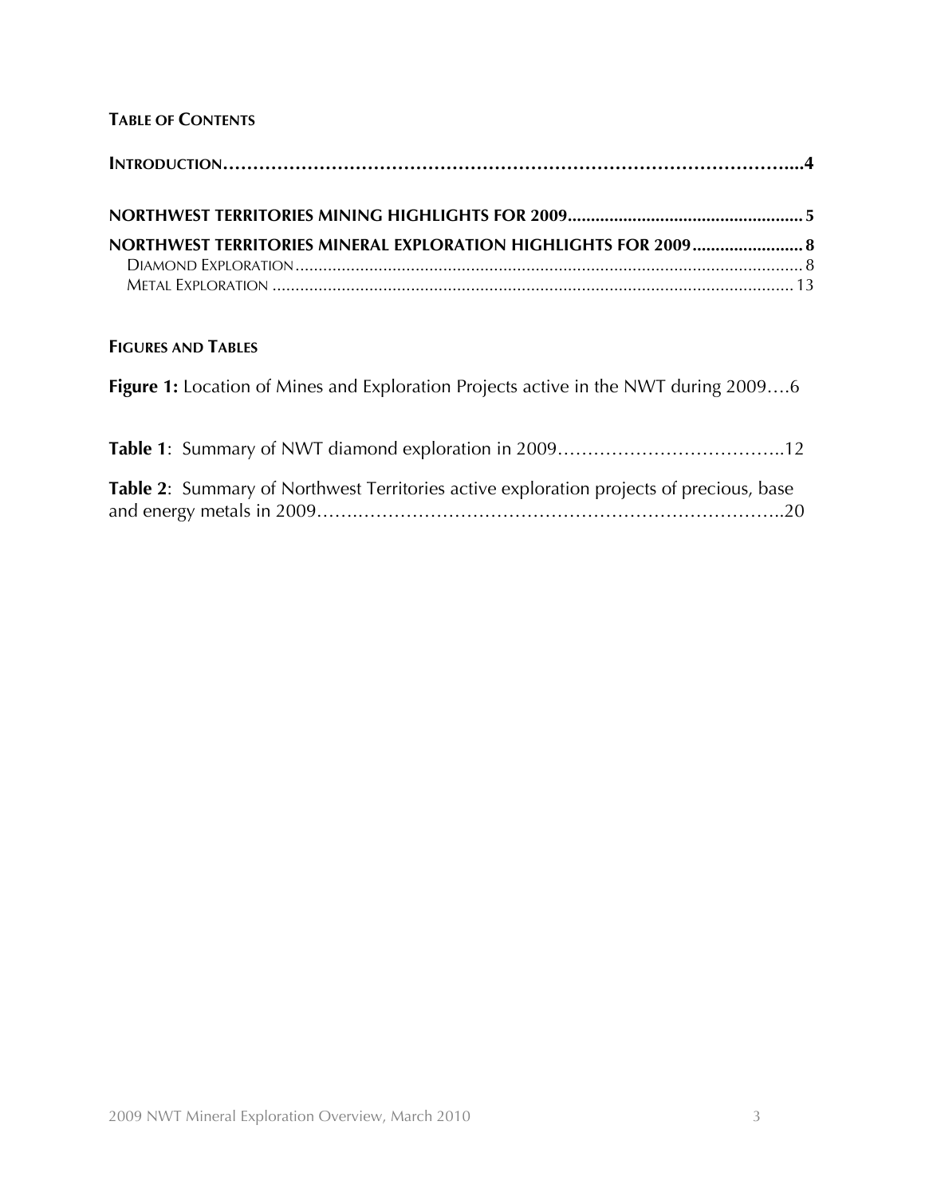## Table of Contents

**Introduction……………………………………………………………………………………...4**

**NORTHWEST TERRITORIES MINING HIGHLIGHTS FOR 2009...................................................5**

**NORTHWEST TERRITORIES MINERAL EXPLORATION HIGHLIGHTS FOR 2009........................8**

Diamond Exploration............................................................................................................8

Metal Exploration...............................................................................................................13

## Figures and Tables

**Figure 1:** Location of Mines and Exploration Projects active in the NWT during 2009….6

**Table 1**: Summary of NWT diamond exploration in 2009………………………………..12

**Table 2**: Summary of Northwest Territories active exploration projects of precious, base and energy metals in 2009…………………………………………………………………..20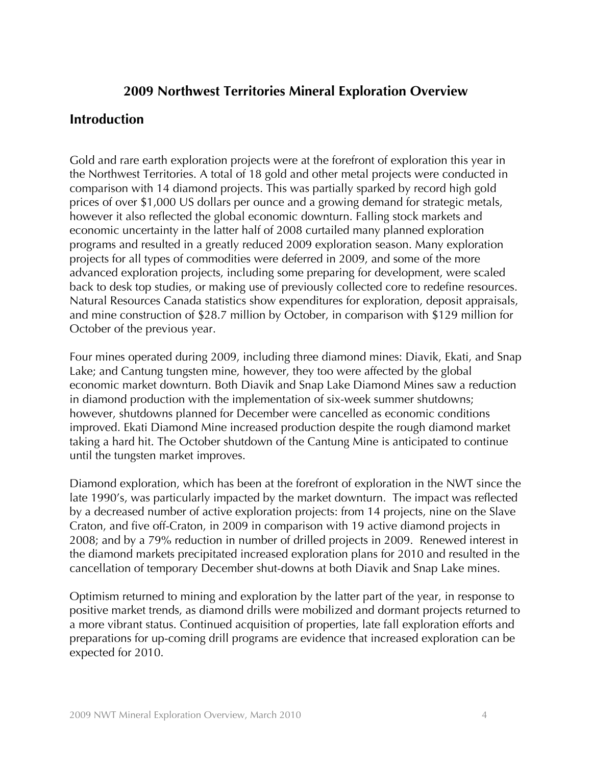## 2009 Northwest Territories Mineral Exploration Overview

### Introduction

Gold and rare earth exploration projects were at the forefront of exploration this year in the Northwest Territories. A total of 18 gold and other metal projects were conducted in comparison with 14 diamond projects. This was partially sparked by record high gold prices of over $1,000 US dollars per ounce and a growing demand for strategic metals, however it also reflected the global economic downturn. Falling stock markets and economic uncertainty in the latter half of 2008 curtailed many planned exploration programs and resulted in a greatly reduced 2009 exploration season. Many exploration projects for all types of commodities were deferred in 2009, and some of the more advanced exploration projects, including some preparing for development, were scaled back to desk top studies, or making use of previously collected core to redefine resources. Natural Resources Canada statistics show expenditures for exploration, deposit appraisals, and mine construction of $28.7 million by October, in comparison with $129 million for October of the previous year.

Four mines operated during 2009, including three diamond mines: Diavik, Ekati, and Snap Lake; and Cantung tungsten mine, however, they too were affected by the global economic market downturn. Both Diavik and Snap Lake Diamond Mines saw a reduction in diamond production with the implementation of six-week summer shutdowns; however, shutdowns planned for December were cancelled as economic conditions improved. Ekati Diamond Mine increased production despite the rough diamond market taking a hard hit. The October shutdown of the Cantung Mine is anticipated to continue until the tungsten market improves.

Diamond exploration, which has been at the forefront of exploration in the NWT since the late 1990's, was particularly impacted by the market downturn. The impact was reflected by a decreased number of active exploration projects: from 14 projects, nine on the Slave Craton, and five off-Craton, in 2009 in comparison with 19 active diamond projects in 2008; and by a 79% reduction in number of drilled projects in 2009. Renewed interest in the diamond markets precipitated increased exploration plans for 2010 and resulted in the cancellation of temporary December shut-downs at both Diavik and Snap Lake mines.

Optimism returned to mining and exploration by the latter part of the year, in response to positive market trends, as diamond drills were mobilized and dormant projects returned to a more vibrant status. Continued acquisition of properties, late fall exploration efforts and preparations for up-coming drill programs are evidence that increased exploration can be expected for 2010.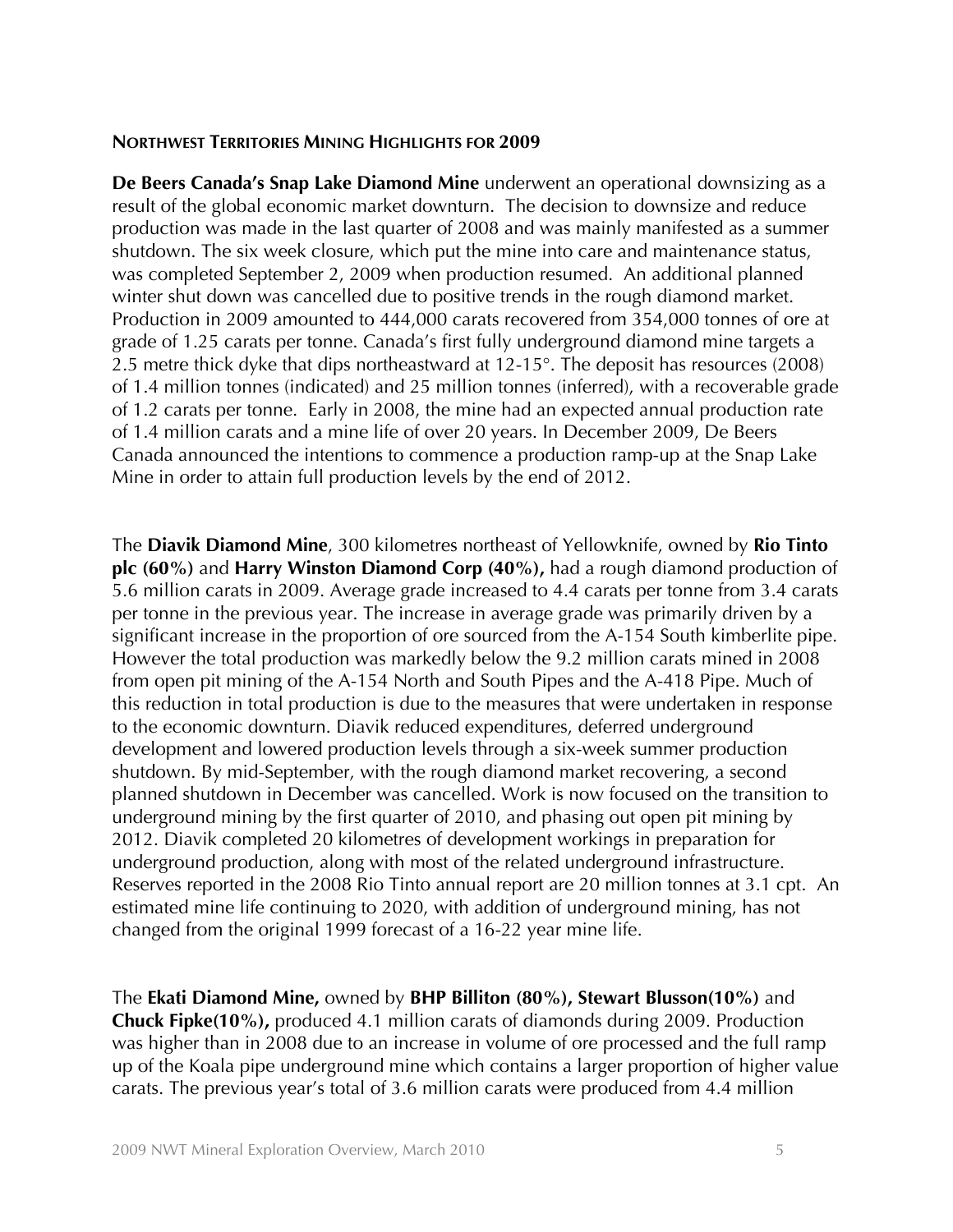## Northwest Territories Mining Highlights for 2009

**De Beers Canada's Snap Lake Diamond Mine** underwent an operational downsizing as a result of the global economic market downturn. The decision to downsize and reduce production was made in the last quarter of 2008 and was mainly manifested as a summer shutdown. The six week closure, which put the mine into care and maintenance status, was completed September 2, 2009 when production resumed. An additional planned winter shut down was cancelled due to positive trends in the rough diamond market. Production in 2009 amounted to 444,000 carats recovered from 354,000 tonnes of ore at grade of 1.25 carats per tonne. Canada's first fully underground diamond mine targets a 2.5 metre thick dyke that dips northeastward at 12-15°. The deposit has resources (2008) of 1.4 million tonnes (indicated) and 25 million tonnes (inferred), with a recoverable grade of 1.2 carats per tonne. Early in 2008, the mine had an expected annual production rate of 1.4 million carats and a mine life of over 20 years. In December 2009, De Beers Canada announced the intentions to commence a production ramp-up at the Snap Lake Mine in order to attain full production levels by the end of 2012.

The **Diavik Diamond Mine**, 300 kilometres northeast of Yellowknife, owned by **Rio Tinto plc (60%)** and **Harry Winston Diamond Corp (40%),** had a rough diamond production of 5.6 million carats in 2009. Average grade increased to 4.4 carats per tonne from 3.4 carats per tonne in the previous year. The increase in average grade was primarily driven by a significant increase in the proportion of ore sourced from the A-154 South kimberlite pipe. However the total production was markedly below the 9.2 million carats mined in 2008 from open pit mining of the A-154 North and South Pipes and the A-418 Pipe. Much of this reduction in total production is due to the measures that were undertaken in response to the economic downturn. Diavik reduced expenditures, deferred underground development and lowered production levels through a six-week summer production shutdown. By mid-September, with the rough diamond market recovering, a second planned shutdown in December was cancelled. Work is now focused on the transition to underground mining by the first quarter of 2010, and phasing out open pit mining by 2012. Diavik completed 20 kilometres of development workings in preparation for underground production, along with most of the related underground infrastructure. Reserves reported in the 2008 Rio Tinto annual report are 20 million tonnes at 3.1 cpt. An estimated mine life continuing to 2020, with addition of underground mining, has not changed from the original 1999 forecast of a 16-22 year mine life.

The **Ekati Diamond Mine,** owned by **BHP Billiton (80%), Stewart Blusson(10%)** and **Chuck Fipke(10%),** produced 4.1 million carats of diamonds during 2009. Production was higher than in 2008 due to an increase in volume of ore processed and the full ramp up of the Koala pipe underground mine which contains a larger proportion of higher value carats. The previous year's total of 3.6 million carats were produced from 4.4 million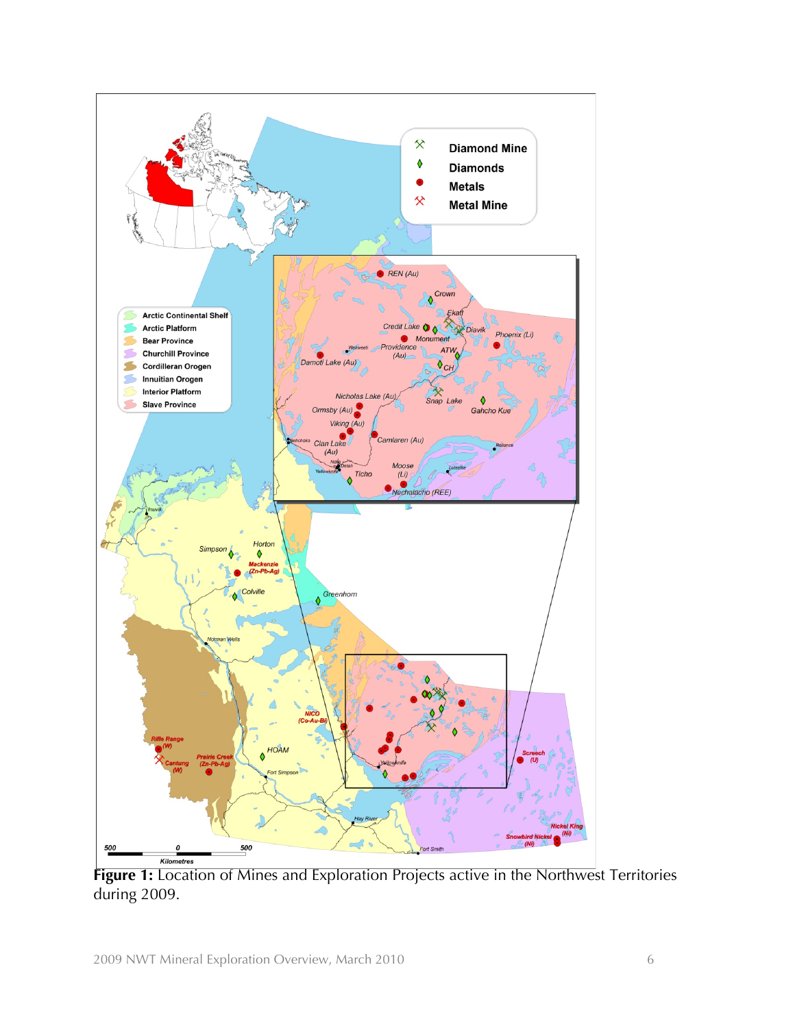**Figure 1:** Location of Mines and Exploration Projects active in the Northwest Territories during 2009.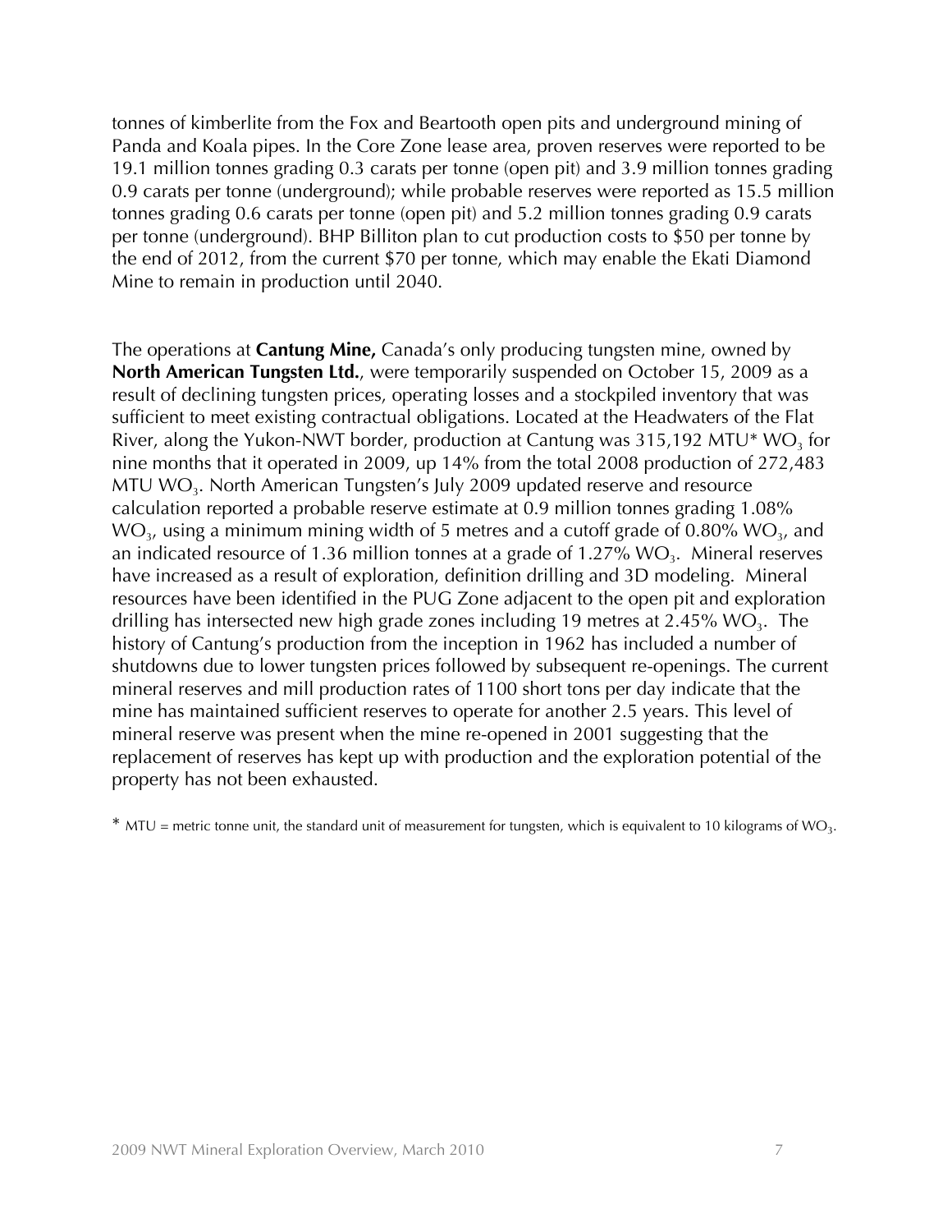tonnes of kimberlite from the Fox and Beartooth open pits and underground mining of Panda and Koala pipes. In the Core Zone lease area, proven reserves were reported to be 19.1 million tonnes grading 0.3 carats per tonne (open pit) and 3.9 million tonnes grading 0.9 carats per tonne (underground); while probable reserves were reported as 15.5 million tonnes grading 0.6 carats per tonne (open pit) and 5.2 million tonnes grading 0.9 carats per tonne (underground). BHP Billiton plan to cut production costs to $50 per tonne by the end of 2012, from the current $70 per tonne, which may enable the Ekati Diamond Mine to remain in production until 2040.

The operations at **Cantung Mine,** Canada's only producing tungsten mine, owned by **North American Tungsten Ltd.**, were temporarily suspended on October 15, 2009 as a result of declining tungsten prices, operating losses and a stockpiled inventory that was sufficient to meet existing contractual obligations. Located at the Headwaters of the Flat River, along the Yukon-NWT border, production at Cantung was 315,192 MTU* $WO_3$ for nine months that it operated in 2009, up 14% from the total 2008 production of 272,483 MTU $WO_3$. North American Tungsten's July 2009 updated reserve and resource calculation reported a probable reserve estimate at 0.9 million tonnes grading 1.08% $WO_3$, using a minimum mining width of 5 metres and a cutoff grade of 0.80% $WO_3$, and an indicated resource of 1.36 million tonnes at a grade of 1.27% $WO_3$. Mineral reserves have increased as a result of exploration, definition drilling and 3D modeling. Mineral resources have been identified in the PUG Zone adjacent to the open pit and exploration drilling has intersected new high grade zones including 19 metres at 2.45% $WO_3$. The history of Cantung's production from the inception in 1962 has included a number of shutdowns due to lower tungsten prices followed by subsequent re-openings. The current mineral reserves and mill production rates of 1100 short tons per day indicate that the mine has maintained sufficient reserves to operate for another 2.5 years. This level of mineral reserve was present when the mine re-opened in 2001 suggesting that the replacement of reserves has kept up with production and the exploration potential of the property has not been exhausted.

* MTU = metric tonne unit, the standard unit of measurement for tungsten, which is equivalent to 10 kilograms of $WO_3$.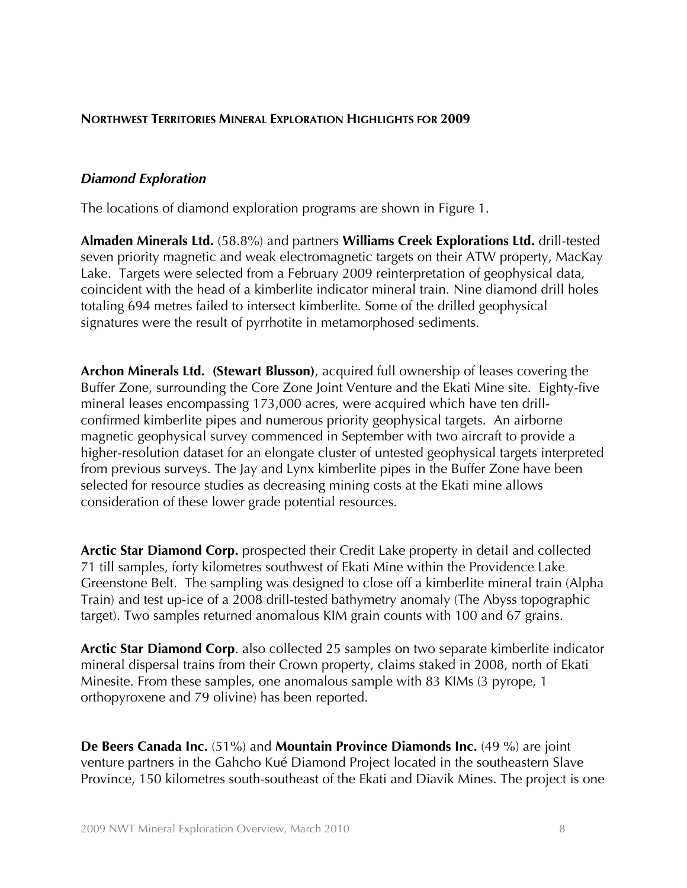## NORTHWEST TERRITORIES MINERAL EXPLORATION HIGHLIGHTS FOR 2009

### *Diamond Exploration*

The locations of diamond exploration programs are shown in Figure 1.

**Almaden Minerals Ltd.** (58.8%) and partners **Williams Creek Explorations Ltd.** drill-tested seven priority magnetic and weak electromagnetic targets on their ATW property, MacKay Lake. Targets were selected from a February 2009 reinterpretation of geophysical data, coincident with the head of a kimberlite indicator mineral train. Nine diamond drill holes totaling 694 metres failed to intersect kimberlite. Some of the drilled geophysical signatures were the result of pyrrhotite in metamorphosed sediments.

**Archon Minerals Ltd. (Stewart Blusson)**, acquired full ownership of leases covering the Buffer Zone, surrounding the Core Zone Joint Venture and the Ekati Mine site. Eighty-five mineral leases encompassing 173,000 acres, were acquired which have ten drill-confirmed kimberlite pipes and numerous priority geophysical targets. An airborne magnetic geophysical survey commenced in September with two aircraft to provide a higher-resolution dataset for an elongate cluster of untested geophysical targets interpreted from previous surveys. The Jay and Lynx kimberlite pipes in the Buffer Zone have been selected for resource studies as decreasing mining costs at the Ekati mine allows consideration of these lower grade potential resources.

**Arctic Star Diamond Corp.** prospected their Credit Lake property in detail and collected 71 till samples, forty kilometres southwest of Ekati Mine within the Providence Lake Greenstone Belt. The sampling was designed to close off a kimberlite mineral train (Alpha Train) and test up-ice of a 2008 drill-tested bathymetry anomaly (The Abyss topographic target). Two samples returned anomalous KIM grain counts with 100 and 67 grains.

**Arctic Star Diamond Corp**. also collected 25 samples on two separate kimberlite indicator mineral dispersal trains from their Crown property, claims staked in 2008, north of Ekati Minesite. From these samples, one anomalous sample with 83 KIMs (3 pyrope, 1 orthopyroxene and 79 olivine) has been reported.

**De Beers Canada Inc.** (51%) and **Mountain Province Diamonds Inc.** (49 %) are joint venture partners in the Gahcho Kué Diamond Project located in the southeastern Slave Province, 150 kilometres south-southeast of the Ekati and Diavik Mines. The project is one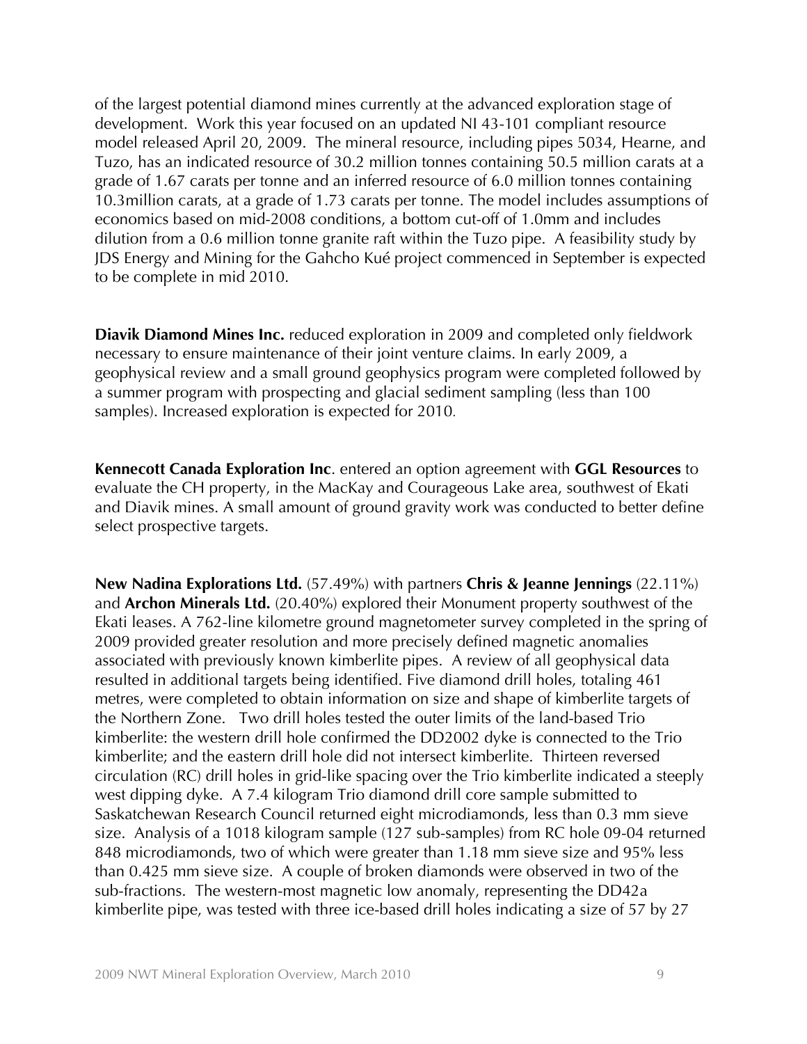of the largest potential diamond mines currently at the advanced exploration stage of development. Work this year focused on an updated NI 43-101 compliant resource model released April 20, 2009. The mineral resource, including pipes 5034, Hearne, and Tuzo, has an indicated resource of 30.2 million tonnes containing 50.5 million carats at a grade of 1.67 carats per tonne and an inferred resource of 6.0 million tonnes containing 10.3million carats, at a grade of 1.73 carats per tonne. The model includes assumptions of economics based on mid-2008 conditions, a bottom cut-off of 1.0mm and includes dilution from a 0.6 million tonne granite raft within the Tuzo pipe. A feasibility study by JDS Energy and Mining for the Gahcho Kué project commenced in September is expected to be complete in mid 2010.

**Diavik Diamond Mines Inc.** reduced exploration in 2009 and completed only fieldwork necessary to ensure maintenance of their joint venture claims. In early 2009, a geophysical review and a small ground geophysics program were completed followed by a summer program with prospecting and glacial sediment sampling (less than 100 samples). Increased exploration is expected for 2010.

**Kennecott Canada Exploration Inc**. entered an option agreement with **GGL Resources** to evaluate the CH property, in the MacKay and Courageous Lake area, southwest of Ekati and Diavik mines. A small amount of ground gravity work was conducted to better define select prospective targets.

**New Nadina Explorations Ltd.** (57.49%) with partners **Chris & Jeanne Jennings** (22.11%) and **Archon Minerals Ltd.** (20.40%) explored their Monument property southwest of the Ekati leases. A 762-line kilometre ground magnetometer survey completed in the spring of 2009 provided greater resolution and more precisely defined magnetic anomalies associated with previously known kimberlite pipes. A review of all geophysical data resulted in additional targets being identified. Five diamond drill holes, totaling 461 metres, were completed to obtain information on size and shape of kimberlite targets of the Northern Zone. Two drill holes tested the outer limits of the land-based Trio kimberlite: the western drill hole confirmed the DD2002 dyke is connected to the Trio kimberlite; and the eastern drill hole did not intersect kimberlite. Thirteen reversed circulation (RC) drill holes in grid-like spacing over the Trio kimberlite indicated a steeply west dipping dyke. A 7.4 kilogram Trio diamond drill core sample submitted to Saskatchewan Research Council returned eight microdiamonds, less than 0.3 mm sieve size. Analysis of a 1018 kilogram sample (127 sub-samples) from RC hole 09-04 returned 848 microdiamonds, two of which were greater than 1.18 mm sieve size and 95% less than 0.425 mm sieve size. A couple of broken diamonds were observed in two of the sub-fractions. The western-most magnetic low anomaly, representing the DD42a kimberlite pipe, was tested with three ice-based drill holes indicating a size of 57 by 27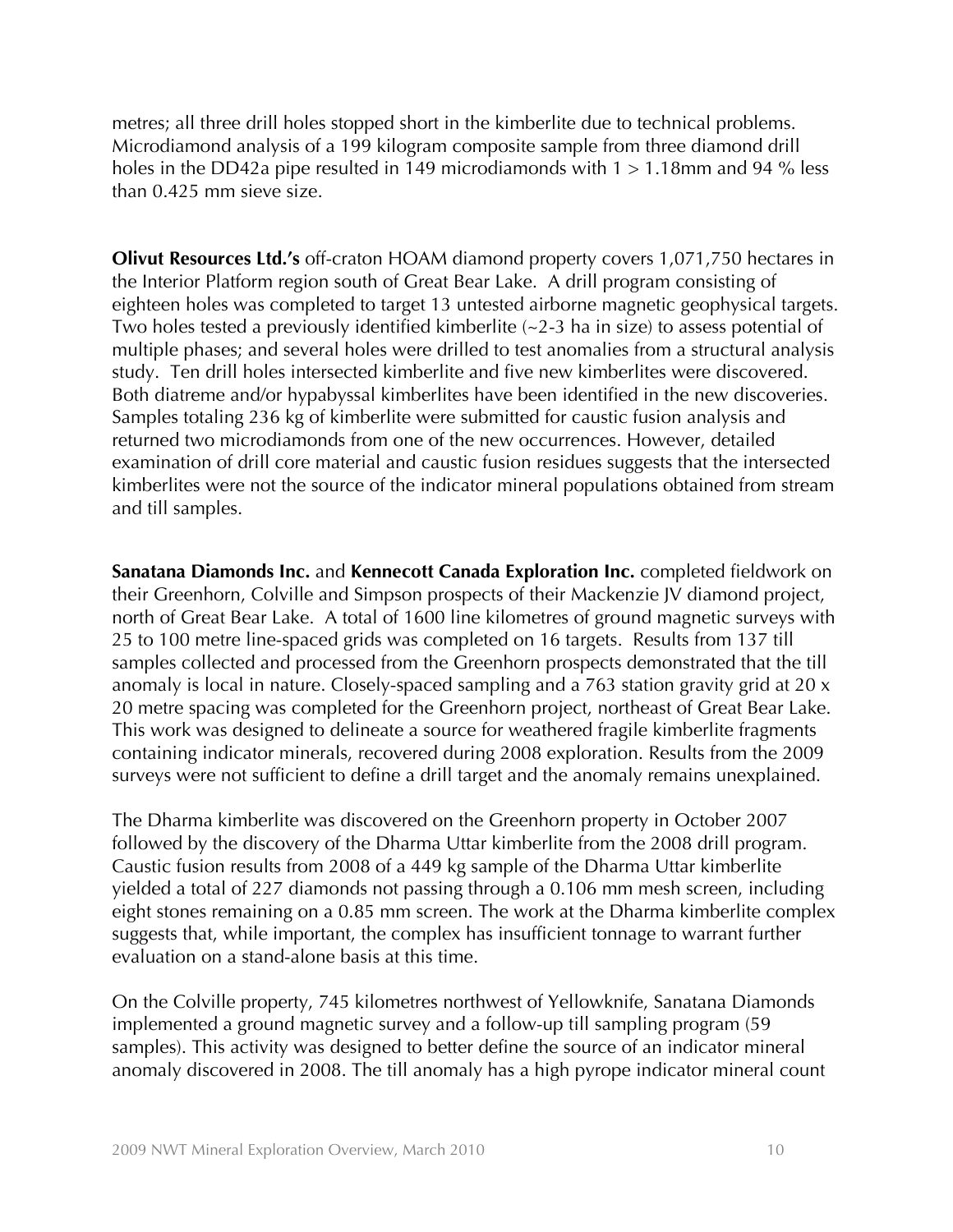metres; all three drill holes stopped short in the kimberlite due to technical problems. Microdiamond analysis of a 199 kilogram composite sample from three diamond drill holes in the DD42a pipe resulted in 149 microdiamonds with 1 > 1.18mm and 94 % less than 0.425 mm sieve size.

**Olivut Resources Ltd.'s** off-craton HOAM diamond property covers 1,071,750 hectares in the Interior Platform region south of Great Bear Lake. A drill program consisting of eighteen holes was completed to target 13 untested airborne magnetic geophysical targets. Two holes tested a previously identified kimberlite (~2-3 ha in size) to assess potential of multiple phases; and several holes were drilled to test anomalies from a structural analysis study. Ten drill holes intersected kimberlite and five new kimberlites were discovered. Both diatreme and/or hypabyssal kimberlites have been identified in the new discoveries. Samples totaling 236 kg of kimberlite were submitted for caustic fusion analysis and returned two microdiamonds from one of the new occurrences. However, detailed examination of drill core material and caustic fusion residues suggests that the intersected kimberlites were not the source of the indicator mineral populations obtained from stream and till samples.

**Sanatana Diamonds Inc.** and **Kennecott Canada Exploration Inc.** completed fieldwork on their Greenhorn, Colville and Simpson prospects of their Mackenzie JV diamond project, north of Great Bear Lake. A total of 1600 line kilometres of ground magnetic surveys with 25 to 100 metre line-spaced grids was completed on 16 targets. Results from 137 till samples collected and processed from the Greenhorn prospects demonstrated that the till anomaly is local in nature. Closely-spaced sampling and a 763 station gravity grid at 20 x 20 metre spacing was completed for the Greenhorn project, northeast of Great Bear Lake. This work was designed to delineate a source for weathered fragile kimberlite fragments containing indicator minerals, recovered during 2008 exploration. Results from the 2009 surveys were not sufficient to define a drill target and the anomaly remains unexplained.

The Dharma kimberlite was discovered on the Greenhorn property in October 2007 followed by the discovery of the Dharma Uttar kimberlite from the 2008 drill program. Caustic fusion results from 2008 of a 449 kg sample of the Dharma Uttar kimberlite yielded a total of 227 diamonds not passing through a 0.106 mm mesh screen, including eight stones remaining on a 0.85 mm screen. The work at the Dharma kimberlite complex suggests that, while important, the complex has insufficient tonnage to warrant further evaluation on a stand-alone basis at this time.

On the Colville property, 745 kilometres northwest of Yellowknife, Sanatana Diamonds implemented a ground magnetic survey and a follow-up till sampling program (59 samples). This activity was designed to better define the source of an indicator mineral anomaly discovered in 2008. The till anomaly has a high pyrope indicator mineral count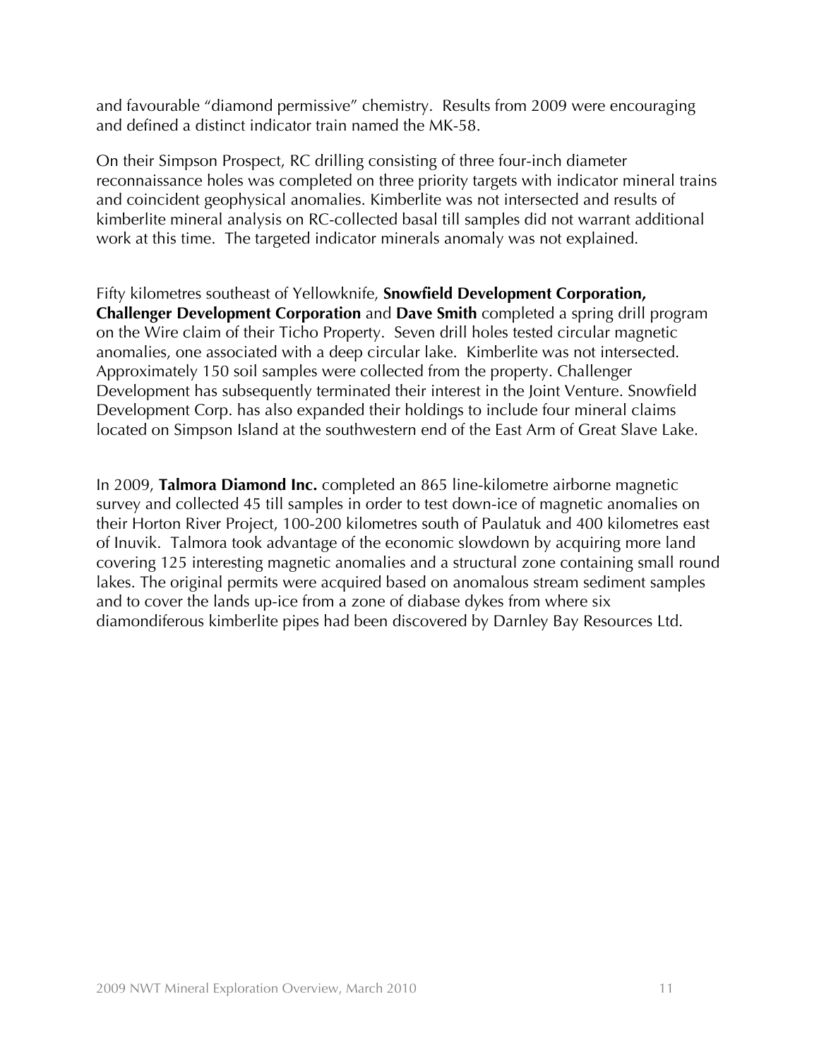and favourable "diamond permissive" chemistry. Results from 2009 were encouraging and defined a distinct indicator train named the MK-58.

On their Simpson Prospect, RC drilling consisting of three four-inch diameter reconnaissance holes was completed on three priority targets with indicator mineral trains and coincident geophysical anomalies. Kimberlite was not intersected and results of kimberlite mineral analysis on RC-collected basal till samples did not warrant additional work at this time. The targeted indicator minerals anomaly was not explained.

Fifty kilometres southeast of Yellowknife, **Snowfield Development Corporation, Challenger Development Corporation** and **Dave Smith** completed a spring drill program on the Wire claim of their Ticho Property. Seven drill holes tested circular magnetic anomalies, one associated with a deep circular lake. Kimberlite was not intersected. Approximately 150 soil samples were collected from the property. Challenger Development has subsequently terminated their interest in the Joint Venture. Snowfield Development Corp. has also expanded their holdings to include four mineral claims located on Simpson Island at the southwestern end of the East Arm of Great Slave Lake.

In 2009, **Talmora Diamond Inc.** completed an 865 line-kilometre airborne magnetic survey and collected 45 till samples in order to test down-ice of magnetic anomalies on their Horton River Project, 100-200 kilometres south of Paulatuk and 400 kilometres east of Inuvik. Talmora took advantage of the economic slowdown by acquiring more land covering 125 interesting magnetic anomalies and a structural zone containing small round lakes. The original permits were acquired based on anomalous stream sediment samples and to cover the lands up-ice from a zone of diabase dykes from where six diamondiferous kimberlite pipes had been discovered by Darnley Bay Resources Ltd.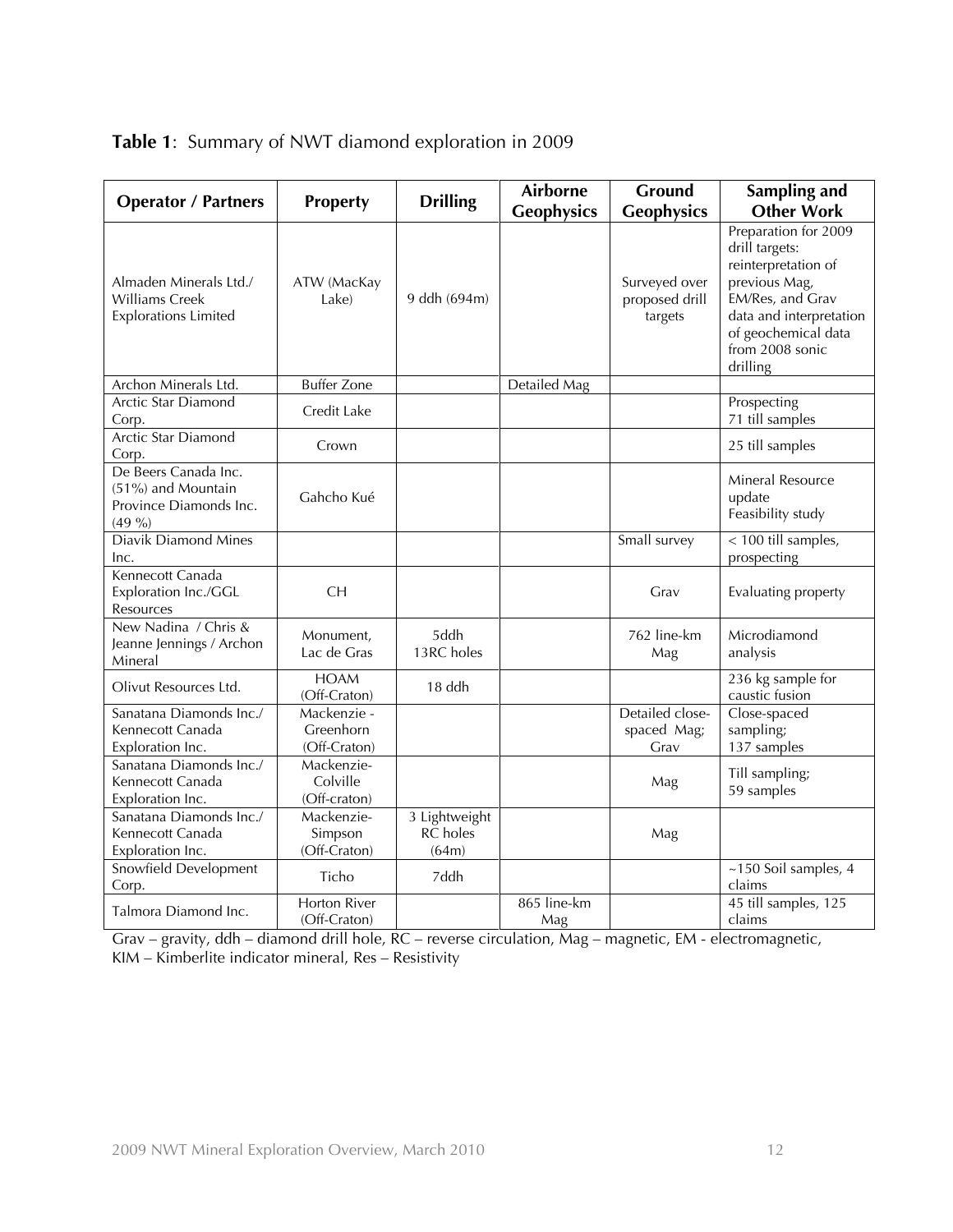**Table 1**: Summary of NWT diamond exploration in 2009

| Operator / Partners | Property | Drilling | Airborne Geophysics | Ground Geophysics | Sampling and Other Work |
|---|---|---|---|---|---|
| Almaden Minerals Ltd./ Williams Creek Explorations Limited | ATW (MacKay Lake) | 9 ddh (694m) | | Surveyed over proposed drill targets | Preparation for 2009 drill targets: reinterpretation of previous Mag, EM/Res, and Grav data and interpretation of geochemical data from 2008 sonic drilling |
| Archon Minerals Ltd. | Buffer Zone | | Detailed Mag | | |
| Arctic Star Diamond Corp. | Credit Lake | | | | Prospecting 71 till samples |
| Arctic Star Diamond Corp. | Crown | | | | 25 till samples |
| De Beers Canada Inc. (51%) and Mountain Province Diamonds Inc. (49 %) | Gahcho Kué | | | | Mineral Resource update Feasibility study |
| Diavik Diamond Mines Inc. | | | | Small survey | < 100 till samples, prospecting |
| Kennecott Canada Exploration Inc./GGL Resources | CH | | | Grav | Evaluating property |
| New Nadina / Chris & Jeanne Jennings / Archon Mineral | Monument, Lac de Gras | 5ddh 13RC holes | | 762 line-km Mag | Microdiamond analysis |
| Olivut Resources Ltd. | HOAM (Off-Craton) | 18 ddh | | | 236 kg sample for caustic fusion |
| Sanatana Diamonds Inc./ Kennecott Canada Exploration Inc. | Mackenzie - Greenhorn (Off-Craton) | | | Detailed close-spaced Mag; Grav | Close-spaced sampling; 137 samples |
| Sanatana Diamonds Inc./ Kennecott Canada Exploration Inc. | Mackenzie- Colville (Off-craton) | | | Mag | Till sampling; 59 samples |
| Sanatana Diamonds Inc./ Kennecott Canada Exploration Inc. | Mackenzie- Simpson (Off-Craton) | 3 Lightweight RC holes (64m) | | Mag | |
| Snowfield Development Corp. | Ticho | 7ddh | | | ~150 Soil samples, 4 claims |
| Talmora Diamond Inc. | Horton River (Off-Craton) | | 865 line-km Mag | | 45 till samples, 125 claims |

Grav – gravity, ddh – diamond drill hole, RC – reverse circulation, Mag – magnetic, EM - electromagnetic, KIM – Kimberlite indicator mineral, Res – Resistivity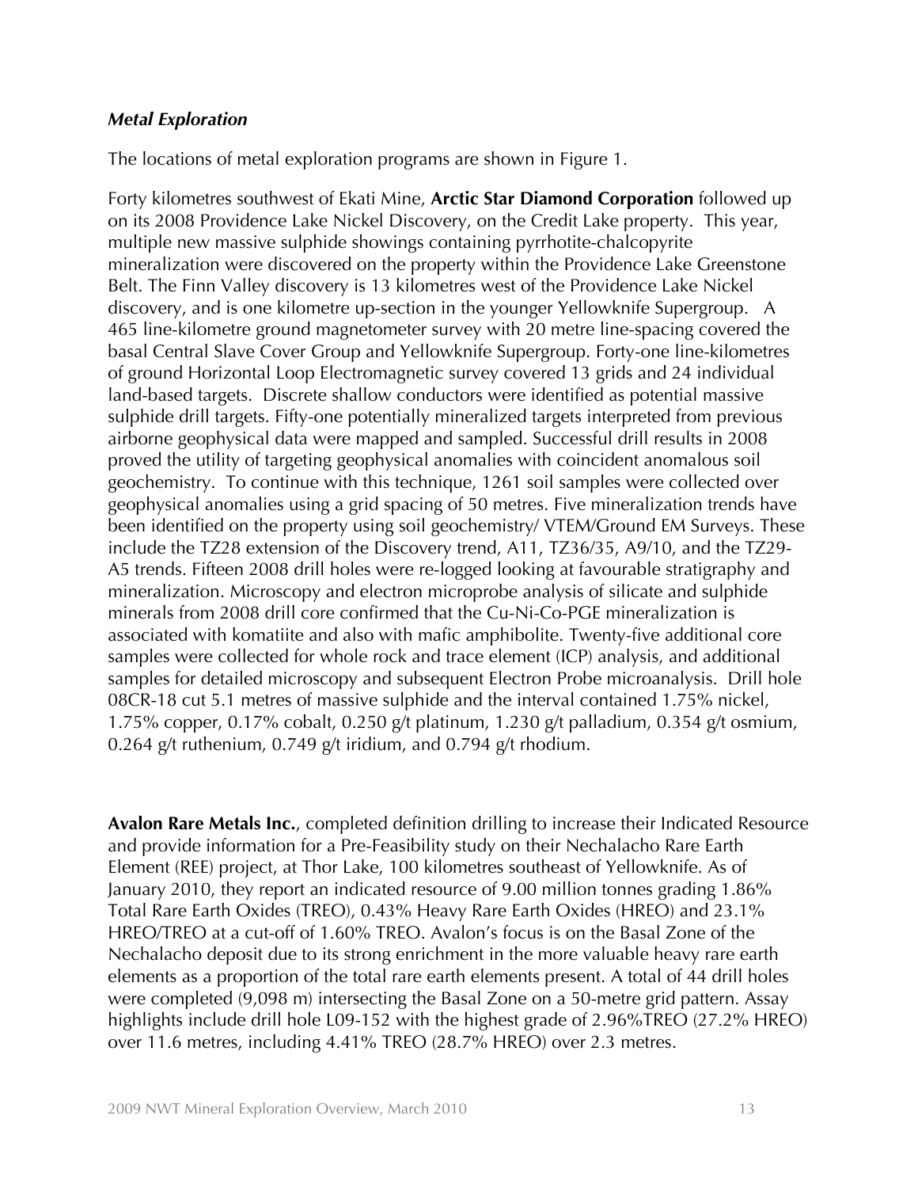### *Metal Exploration*

The locations of metal exploration programs are shown in Figure 1.

Forty kilometres southwest of Ekati Mine, **Arctic Star Diamond Corporation** followed up on its 2008 Providence Lake Nickel Discovery, on the Credit Lake property. This year, multiple new massive sulphide showings containing pyrrhotite-chalcopyrite mineralization were discovered on the property within the Providence Lake Greenstone Belt. The Finn Valley discovery is 13 kilometres west of the Providence Lake Nickel discovery, and is one kilometre up-section in the younger Yellowknife Supergroup. A 465 line-kilometre ground magnetometer survey with 20 metre line-spacing covered the basal Central Slave Cover Group and Yellowknife Supergroup. Forty-one line-kilometres of ground Horizontal Loop Electromagnetic survey covered 13 grids and 24 individual land-based targets. Discrete shallow conductors were identified as potential massive sulphide drill targets. Fifty-one potentially mineralized targets interpreted from previous airborne geophysical data were mapped and sampled. Successful drill results in 2008 proved the utility of targeting geophysical anomalies with coincident anomalous soil geochemistry. To continue with this technique, 1261 soil samples were collected over geophysical anomalies using a grid spacing of 50 metres. Five mineralization trends have been identified on the property using soil geochemistry/ VTEM/Ground EM Surveys. These include the TZ28 extension of the Discovery trend, A11, TZ36/35, A9/10, and the TZ29-A5 trends. Fifteen 2008 drill holes were re-logged looking at favourable stratigraphy and mineralization. Microscopy and electron microprobe analysis of silicate and sulphide minerals from 2008 drill core confirmed that the Cu-Ni-Co-PGE mineralization is associated with komatiite and also with mafic amphibolite. Twenty-five additional core samples were collected for whole rock and trace element (ICP) analysis, and additional samples for detailed microscopy and subsequent Electron Probe microanalysis. Drill hole 08CR-18 cut 5.1 metres of massive sulphide and the interval contained 1.75% nickel, 1.75% copper, 0.17% cobalt, 0.250 g/t platinum, 1.230 g/t palladium, 0.354 g/t osmium, 0.264 g/t ruthenium, 0.749 g/t iridium, and 0.794 g/t rhodium.

**Avalon Rare Metals Inc.**, completed definition drilling to increase their Indicated Resource and provide information for a Pre-Feasibility study on their Nechalacho Rare Earth Element (REE) project, at Thor Lake, 100 kilometres southeast of Yellowknife. As of January 2010, they report an indicated resource of 9.00 million tonnes grading 1.86% Total Rare Earth Oxides (TREO), 0.43% Heavy Rare Earth Oxides (HREO) and 23.1% HREO/TREO at a cut-off of 1.60% TREO. Avalon's focus is on the Basal Zone of the Nechalacho deposit due to its strong enrichment in the more valuable heavy rare earth elements as a proportion of the total rare earth elements present. A total of 44 drill holes were completed (9,098 m) intersecting the Basal Zone on a 50-metre grid pattern. Assay highlights include drill hole L09-152 with the highest grade of 2.96%TREO (27.2% HREO) over 11.6 metres, including 4.41% TREO (28.7% HREO) over 2.3 metres.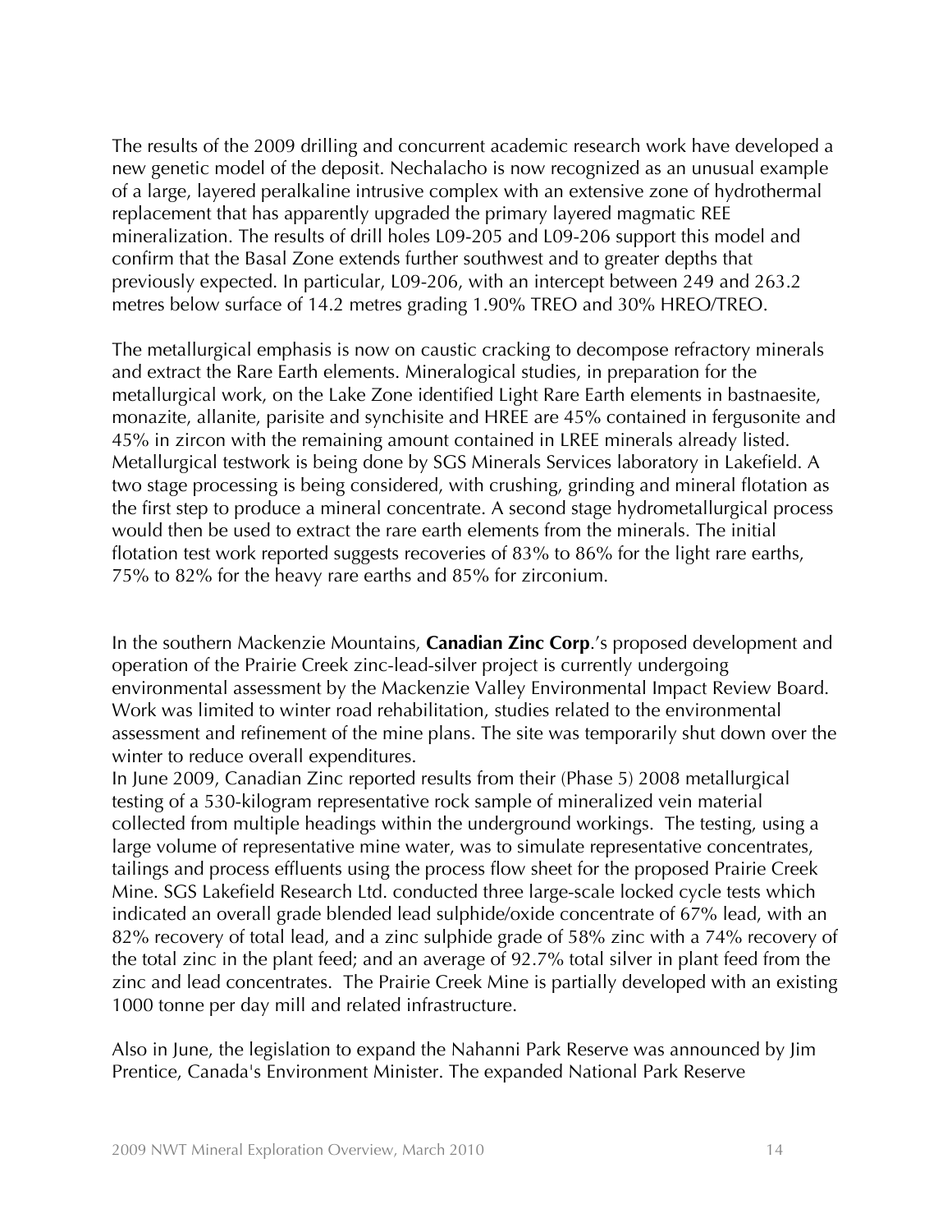The results of the 2009 drilling and concurrent academic research work have developed a new genetic model of the deposit. Nechalacho is now recognized as an unusual example of a large, layered peralkaline intrusive complex with an extensive zone of hydrothermal replacement that has apparently upgraded the primary layered magmatic REE mineralization. The results of drill holes L09-205 and L09-206 support this model and confirm that the Basal Zone extends further southwest and to greater depths that previously expected. In particular, L09-206, with an intercept between 249 and 263.2 metres below surface of 14.2 metres grading 1.90% TREO and 30% HREO/TREO.

The metallurgical emphasis is now on caustic cracking to decompose refractory minerals and extract the Rare Earth elements. Mineralogical studies, in preparation for the metallurgical work, on the Lake Zone identified Light Rare Earth elements in bastnaesite, monazite, allanite, parisite and synchisite and HREE are 45% contained in fergusonite and 45% in zircon with the remaining amount contained in LREE minerals already listed. Metallurgical testwork is being done by SGS Minerals Services laboratory in Lakefield. A two stage processing is being considered, with crushing, grinding and mineral flotation as the first step to produce a mineral concentrate. A second stage hydrometallurgical process would then be used to extract the rare earth elements from the minerals. The initial flotation test work reported suggests recoveries of 83% to 86% for the light rare earths, 75% to 82% for the heavy rare earths and 85% for zirconium.

In the southern Mackenzie Mountains, **Canadian Zinc Corp**.'s proposed development and operation of the Prairie Creek zinc-lead-silver project is currently undergoing environmental assessment by the Mackenzie Valley Environmental Impact Review Board. Work was limited to winter road rehabilitation, studies related to the environmental assessment and refinement of the mine plans. The site was temporarily shut down over the winter to reduce overall expenditures.

In June 2009, Canadian Zinc reported results from their (Phase 5) 2008 metallurgical testing of a 530-kilogram representative rock sample of mineralized vein material collected from multiple headings within the underground workings. The testing, using a large volume of representative mine water, was to simulate representative concentrates, tailings and process effluents using the process flow sheet for the proposed Prairie Creek Mine. SGS Lakefield Research Ltd. conducted three large-scale locked cycle tests which indicated an overall grade blended lead sulphide/oxide concentrate of 67% lead, with an 82% recovery of total lead, and a zinc sulphide grade of 58% zinc with a 74% recovery of the total zinc in the plant feed; and an average of 92.7% total silver in plant feed from the zinc and lead concentrates. The Prairie Creek Mine is partially developed with an existing 1000 tonne per day mill and related infrastructure.

Also in June, the legislation to expand the Nahanni Park Reserve was announced by Jim Prentice, Canada's Environment Minister. The expanded National Park Reserve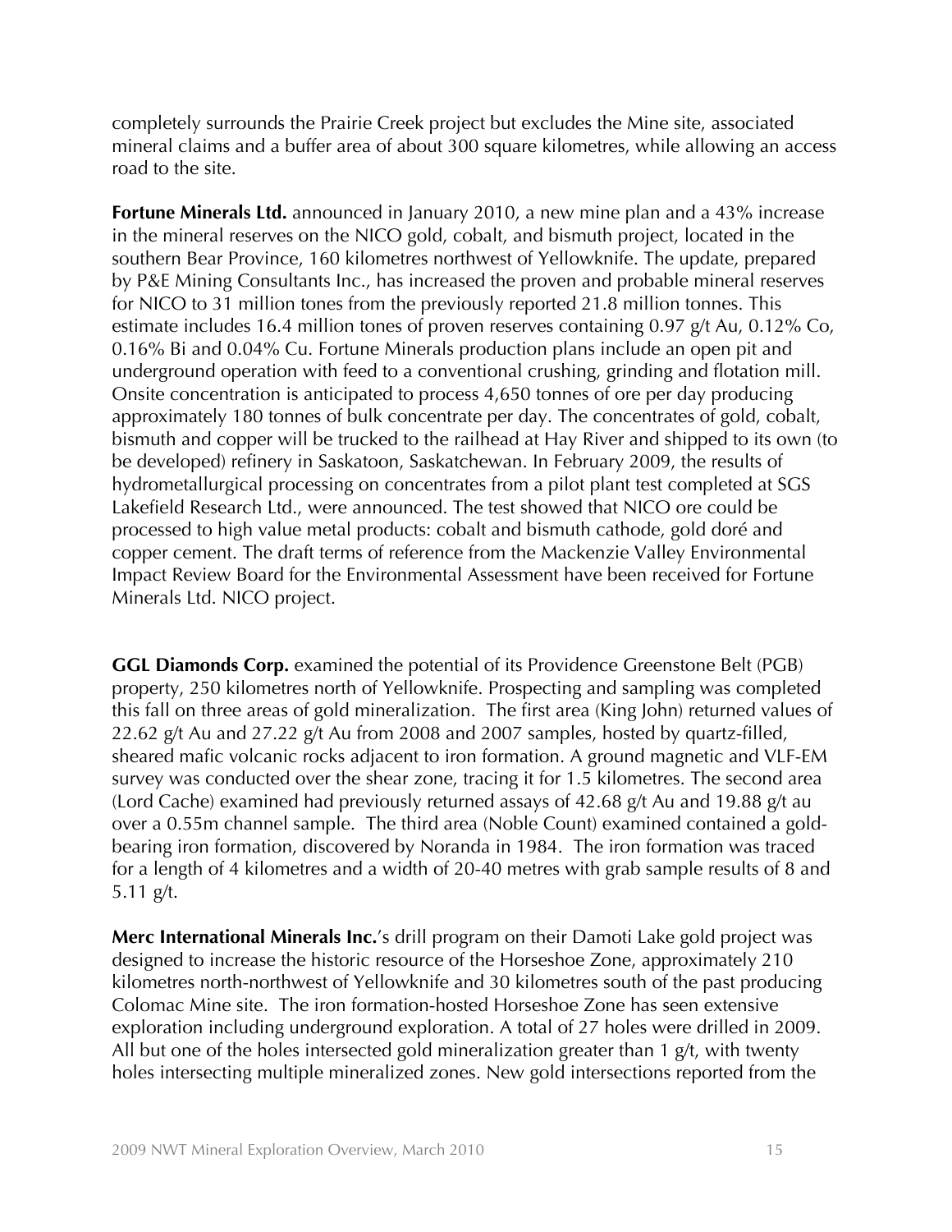completely surrounds the Prairie Creek project but excludes the Mine site, associated mineral claims and a buffer area of about 300 square kilometres, while allowing an access road to the site.

**Fortune Minerals Ltd.** announced in January 2010, a new mine plan and a 43% increase in the mineral reserves on the NICO gold, cobalt, and bismuth project, located in the southern Bear Province, 160 kilometres northwest of Yellowknife. The update, prepared by P&E Mining Consultants Inc., has increased the proven and probable mineral reserves for NICO to 31 million tones from the previously reported 21.8 million tonnes. This estimate includes 16.4 million tones of proven reserves containing 0.97 g/t Au, 0.12% Co, 0.16% Bi and 0.04% Cu. Fortune Minerals production plans include an open pit and underground operation with feed to a conventional crushing, grinding and flotation mill. Onsite concentration is anticipated to process 4,650 tonnes of ore per day producing approximately 180 tonnes of bulk concentrate per day. The concentrates of gold, cobalt, bismuth and copper will be trucked to the railhead at Hay River and shipped to its own (to be developed) refinery in Saskatoon, Saskatchewan. In February 2009, the results of hydrometallurgical processing on concentrates from a pilot plant test completed at SGS Lakefield Research Ltd., were announced. The test showed that NICO ore could be processed to high value metal products: cobalt and bismuth cathode, gold doré and copper cement. The draft terms of reference from the Mackenzie Valley Environmental Impact Review Board for the Environmental Assessment have been received for Fortune Minerals Ltd. NICO project.

**GGL Diamonds Corp.** examined the potential of its Providence Greenstone Belt (PGB) property, 250 kilometres north of Yellowknife. Prospecting and sampling was completed this fall on three areas of gold mineralization. The first area (King John) returned values of 22.62 g/t Au and 27.22 g/t Au from 2008 and 2007 samples, hosted by quartz-filled, sheared mafic volcanic rocks adjacent to iron formation. A ground magnetic and VLF-EM survey was conducted over the shear zone, tracing it for 1.5 kilometres. The second area (Lord Cache) examined had previously returned assays of 42.68 g/t Au and 19.88 g/t au over a 0.55m channel sample. The third area (Noble Count) examined contained a gold-bearing iron formation, discovered by Noranda in 1984. The iron formation was traced for a length of 4 kilometres and a width of 20-40 metres with grab sample results of 8 and 5.11 g/t.

**Merc International Minerals Inc.**'s drill program on their Damoti Lake gold project was designed to increase the historic resource of the Horseshoe Zone, approximately 210 kilometres north-northwest of Yellowknife and 30 kilometres south of the past producing Colomac Mine site. The iron formation-hosted Horseshoe Zone has seen extensive exploration including underground exploration. A total of 27 holes were drilled in 2009. All but one of the holes intersected gold mineralization greater than 1 g/t, with twenty holes intersecting multiple mineralized zones. New gold intersections reported from the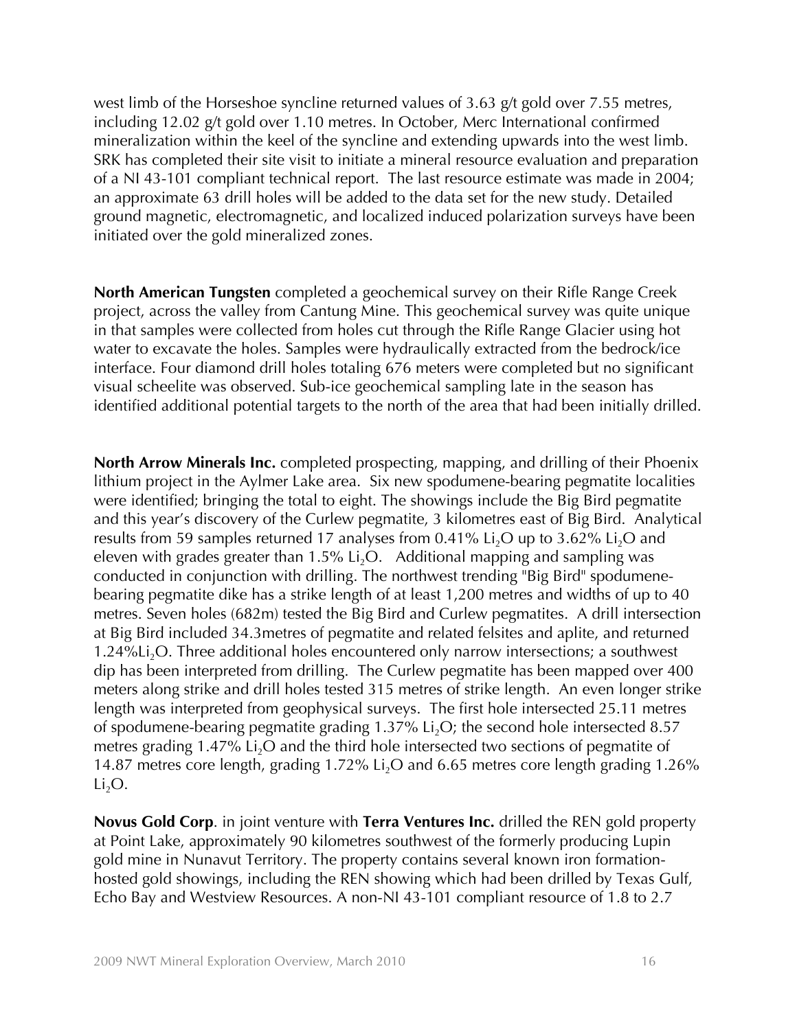west limb of the Horseshoe syncline returned values of 3.63 g/t gold over 7.55 metres, including 12.02 g/t gold over 1.10 metres. In October, Merc International confirmed mineralization within the keel of the syncline and extending upwards into the west limb. SRK has completed their site visit to initiate a mineral resource evaluation and preparation of a NI 43-101 compliant technical report. The last resource estimate was made in 2004; an approximate 63 drill holes will be added to the data set for the new study. Detailed ground magnetic, electromagnetic, and localized induced polarization surveys have been initiated over the gold mineralized zones.

**North American Tungsten** completed a geochemical survey on their Rifle Range Creek project, across the valley from Cantung Mine. This geochemical survey was quite unique in that samples were collected from holes cut through the Rifle Range Glacier using hot water to excavate the holes. Samples were hydraulically extracted from the bedrock/ice interface. Four diamond drill holes totaling 676 meters were completed but no significant visual scheelite was observed. Sub-ice geochemical sampling late in the season has identified additional potential targets to the north of the area that had been initially drilled.

**North Arrow Minerals Inc.** completed prospecting, mapping, and drilling of their Phoenix lithium project in the Aylmer Lake area. Six new spodumene-bearing pegmatite localities were identified; bringing the total to eight. The showings include the Big Bird pegmatite and this year's discovery of the Curlew pegmatite, 3 kilometres east of Big Bird. Analytical results from 59 samples returned 17 analyses from 0.41% $Li_2O$ up to 3.62% $Li_2O$ and eleven with grades greater than 1.5% $Li_2O$. Additional mapping and sampling was conducted in conjunction with drilling. The northwest trending "Big Bird" spodumene-bearing pegmatite dike has a strike length of at least 1,200 metres and widths of up to 40 metres. Seven holes (682m) tested the Big Bird and Curlew pegmatites. A drill intersection at Big Bird included 34.3metres of pegmatite and related felsites and aplite, and returned 1.24%$Li_2O$. Three additional holes encountered only narrow intersections; a southwest dip has been interpreted from drilling. The Curlew pegmatite has been mapped over 400 meters along strike and drill holes tested 315 metres of strike length. An even longer strike length was interpreted from geophysical surveys. The first hole intersected 25.11 metres of spodumene-bearing pegmatite grading 1.37% $Li_2O$; the second hole intersected 8.57 metres grading 1.47% $Li_2O$ and the third hole intersected two sections of pegmatite of 14.87 metres core length, grading 1.72% $Li_2O$ and 6.65 metres core length grading 1.26% $Li_2O$.

**Novus Gold Corp**. in joint venture with **Terra Ventures Inc.** drilled the REN gold property at Point Lake, approximately 90 kilometres southwest of the formerly producing Lupin gold mine in Nunavut Territory. The property contains several known iron formation-hosted gold showings, including the REN showing which had been drilled by Texas Gulf, Echo Bay and Westview Resources. A non-NI 43-101 compliant resource of 1.8 to 2.7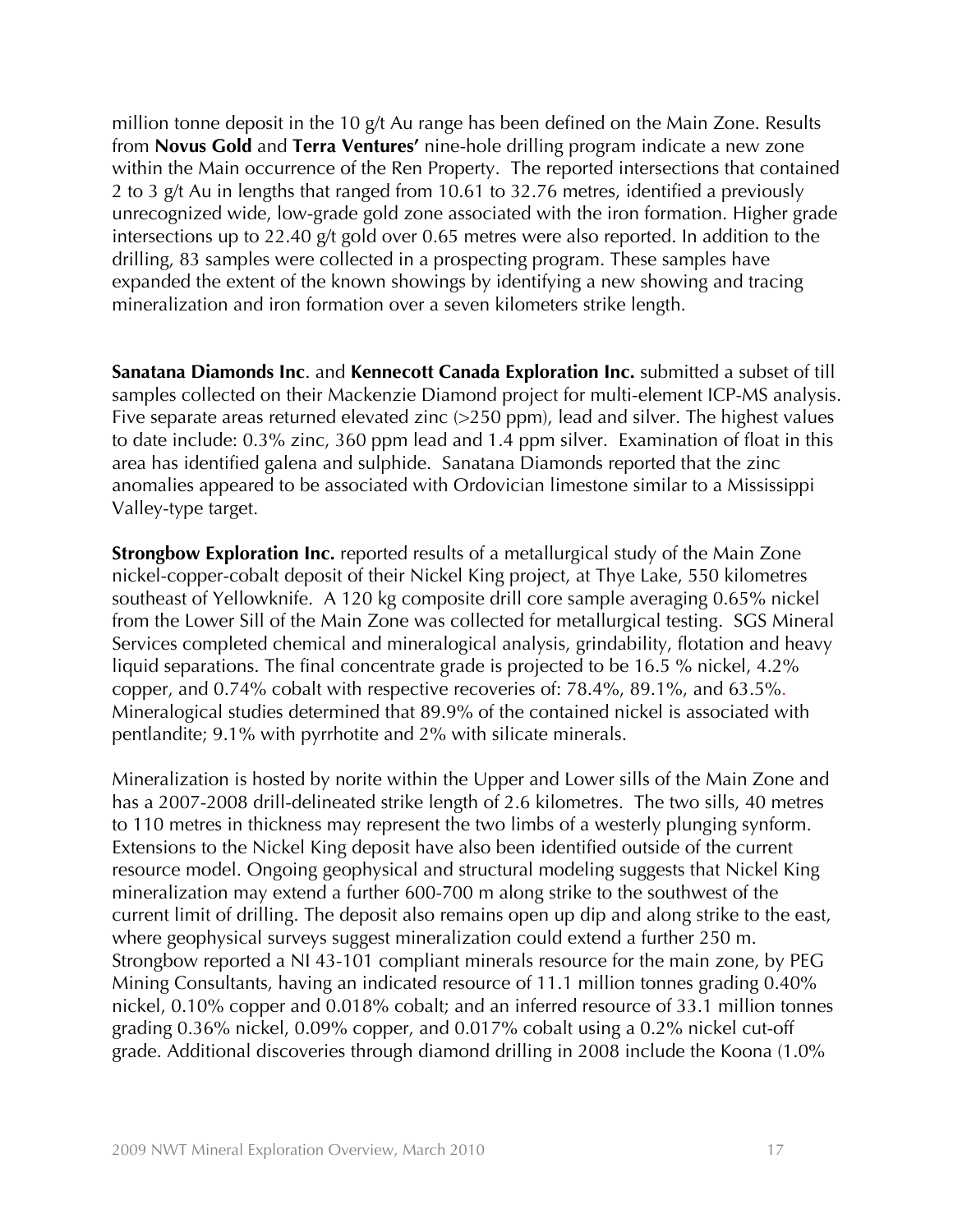million tonne deposit in the 10 g/t Au range has been defined on the Main Zone. Results from **Novus Gold** and **Terra Ventures'** nine-hole drilling program indicate a new zone within the Main occurrence of the Ren Property. The reported intersections that contained 2 to 3 g/t Au in lengths that ranged from 10.61 to 32.76 metres, identified a previously unrecognized wide, low-grade gold zone associated with the iron formation. Higher grade intersections up to 22.40 g/t gold over 0.65 metres were also reported. In addition to the drilling, 83 samples were collected in a prospecting program. These samples have expanded the extent of the known showings by identifying a new showing and tracing mineralization and iron formation over a seven kilometers strike length.

**Sanatana Diamonds Inc**. and **Kennecott Canada Exploration Inc.** submitted a subset of till samples collected on their Mackenzie Diamond project for multi-element ICP-MS analysis. Five separate areas returned elevated zinc (>250 ppm), lead and silver. The highest values to date include: 0.3% zinc, 360 ppm lead and 1.4 ppm silver. Examination of float in this area has identified galena and sulphide. Sanatana Diamonds reported that the zinc anomalies appeared to be associated with Ordovician limestone similar to a Mississippi Valley-type target.

**Strongbow Exploration Inc.** reported results of a metallurgical study of the Main Zone nickel-copper-cobalt deposit of their Nickel King project, at Thye Lake, 550 kilometres southeast of Yellowknife. A 120 kg composite drill core sample averaging 0.65% nickel from the Lower Sill of the Main Zone was collected for metallurgical testing. SGS Mineral Services completed chemical and mineralogical analysis, grindability, flotation and heavy liquid separations. The final concentrate grade is projected to be 16.5 % nickel, 4.2% copper, and 0.74% cobalt with respective recoveries of: 78.4%, 89.1%, and 63.5%. Mineralogical studies determined that 89.9% of the contained nickel is associated with pentlandite; 9.1% with pyrrhotite and 2% with silicate minerals.

Mineralization is hosted by norite within the Upper and Lower sills of the Main Zone and has a 2007-2008 drill-delineated strike length of 2.6 kilometres. The two sills, 40 metres to 110 metres in thickness may represent the two limbs of a westerly plunging synform. Extensions to the Nickel King deposit have also been identified outside of the current resource model. Ongoing geophysical and structural modeling suggests that Nickel King mineralization may extend a further 600-700 m along strike to the southwest of the current limit of drilling. The deposit also remains open up dip and along strike to the east, where geophysical surveys suggest mineralization could extend a further 250 m. Strongbow reported a NI 43-101 compliant minerals resource for the main zone, by PEG Mining Consultants, having an indicated resource of 11.1 million tonnes grading 0.40% nickel, 0.10% copper and 0.018% cobalt; and an inferred resource of 33.1 million tonnes grading 0.36% nickel, 0.09% copper, and 0.017% cobalt using a 0.2% nickel cut-off grade. Additional discoveries through diamond drilling in 2008 include the Koona (1.0%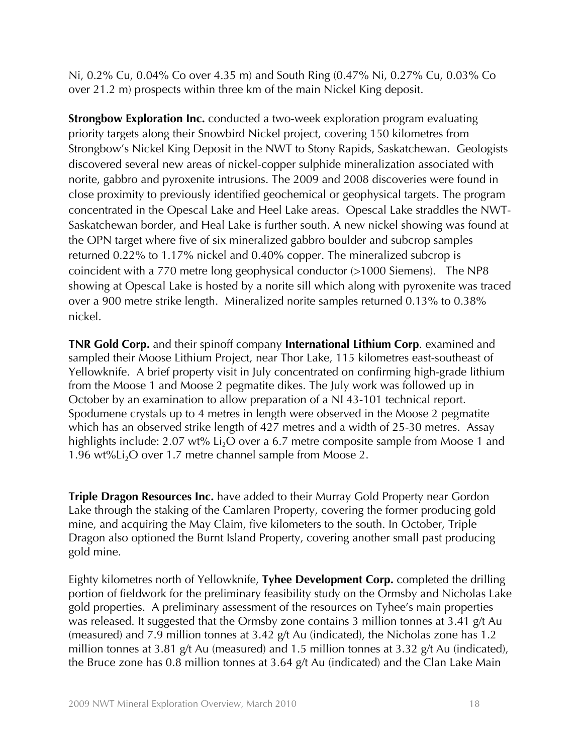Ni, 0.2% Cu, 0.04% Co over 4.35 m) and South Ring (0.47% Ni, 0.27% Cu, 0.03% Co over 21.2 m) prospects within three km of the main Nickel King deposit.

**Strongbow Exploration Inc.** conducted a two-week exploration program evaluating priority targets along their Snowbird Nickel project, covering 150 kilometres from Strongbow's Nickel King Deposit in the NWT to Stony Rapids, Saskatchewan. Geologists discovered several new areas of nickel-copper sulphide mineralization associated with norite, gabbro and pyroxenite intrusions. The 2009 and 2008 discoveries were found in close proximity to previously identified geochemical or geophysical targets. The program concentrated in the Opescal Lake and Heel Lake areas. Opescal Lake straddles the NWT-Saskatchewan border, and Heal Lake is further south. A new nickel showing was found at the OPN target where five of six mineralized gabbro boulder and subcrop samples returned 0.22% to 1.17% nickel and 0.40% copper. The mineralized subcrop is coincident with a 770 metre long geophysical conductor (>1000 Siemens). The NP8 showing at Opescal Lake is hosted by a norite sill which along with pyroxenite was traced over a 900 metre strike length. Mineralized norite samples returned 0.13% to 0.38% nickel.

**TNR Gold Corp.** and their spinoff company **International Lithium Corp**. examined and sampled their Moose Lithium Project, near Thor Lake, 115 kilometres east-southeast of Yellowknife. A brief property visit in July concentrated on confirming high-grade lithium from the Moose 1 and Moose 2 pegmatite dikes. The July work was followed up in October by an examination to allow preparation of a NI 43-101 technical report. Spodumene crystals up to 4 metres in length were observed in the Moose 2 pegmatite which has an observed strike length of 427 metres and a width of 25-30 metres. Assay highlights include: 2.07 wt% $Li_2O$ over a 6.7 metre composite sample from Moose 1 and 1.96 wt%$Li_2O$ over 1.7 metre channel sample from Moose 2.

**Triple Dragon Resources Inc.** have added to their Murray Gold Property near Gordon Lake through the staking of the Camlaren Property, covering the former producing gold mine, and acquiring the May Claim, five kilometers to the south. In October, Triple Dragon also optioned the Burnt Island Property, covering another small past producing gold mine.

Eighty kilometres north of Yellowknife, **Tyhee Development Corp.** completed the drilling portion of fieldwork for the preliminary feasibility study on the Ormsby and Nicholas Lake gold properties. A preliminary assessment of the resources on Tyhee's main properties was released. It suggested that the Ormsby zone contains 3 million tonnes at 3.41 g/t Au (measured) and 7.9 million tonnes at 3.42 g/t Au (indicated), the Nicholas zone has 1.2 million tonnes at 3.81 g/t Au (measured) and 1.5 million tonnes at 3.32 g/t Au (indicated), the Bruce zone has 0.8 million tonnes at 3.64 g/t Au (indicated) and the Clan Lake Main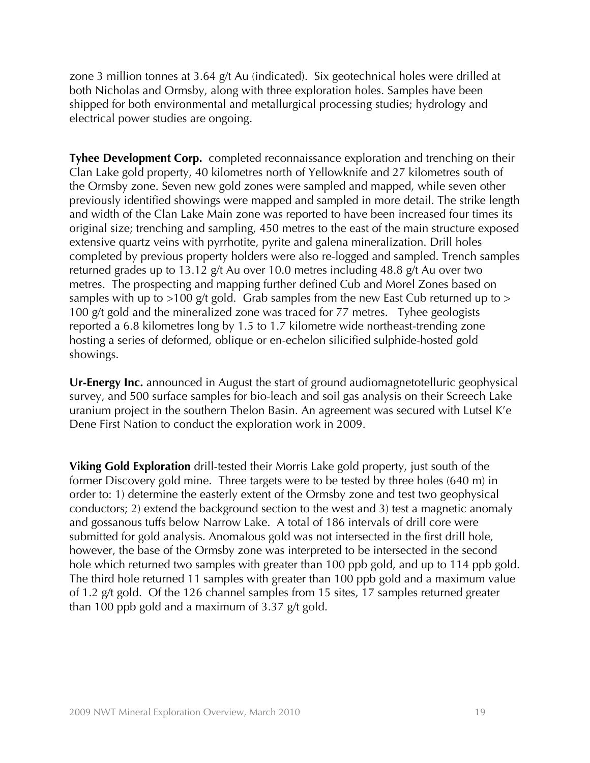zone 3 million tonnes at 3.64 g/t Au (indicated). Six geotechnical holes were drilled at both Nicholas and Ormsby, along with three exploration holes. Samples have been shipped for both environmental and metallurgical processing studies; hydrology and electrical power studies are ongoing.

**Tyhee Development Corp.** completed reconnaissance exploration and trenching on their Clan Lake gold property, 40 kilometres north of Yellowknife and 27 kilometres south of the Ormsby zone. Seven new gold zones were sampled and mapped, while seven other previously identified showings were mapped and sampled in more detail. The strike length and width of the Clan Lake Main zone was reported to have been increased four times its original size; trenching and sampling, 450 metres to the east of the main structure exposed extensive quartz veins with pyrrhotite, pyrite and galena mineralization. Drill holes completed by previous property holders were also re-logged and sampled. Trench samples returned grades up to 13.12 g/t Au over 10.0 metres including 48.8 g/t Au over two metres. The prospecting and mapping further defined Cub and Morel Zones based on samples with up to >100 g/t gold. Grab samples from the new East Cub returned up to > 100 g/t gold and the mineralized zone was traced for 77 metres. Tyhee geologists reported a 6.8 kilometres long by 1.5 to 1.7 kilometre wide northeast-trending zone hosting a series of deformed, oblique or en-echelon silicified sulphide-hosted gold showings.

**Ur-Energy Inc.** announced in August the start of ground audiomagnetotelluric geophysical survey, and 500 surface samples for bio-leach and soil gas analysis on their Screech Lake uranium project in the southern Thelon Basin. An agreement was secured with Lutsel K'e Dene First Nation to conduct the exploration work in 2009.

**Viking Gold Exploration** drill-tested their Morris Lake gold property, just south of the former Discovery gold mine. Three targets were to be tested by three holes (640 m) in order to: 1) determine the easterly extent of the Ormsby zone and test two geophysical conductors; 2) extend the background section to the west and 3) test a magnetic anomaly and gossanous tuffs below Narrow Lake. A total of 186 intervals of drill core were submitted for gold analysis. Anomalous gold was not intersected in the first drill hole, however, the base of the Ormsby zone was interpreted to be intersected in the second hole which returned two samples with greater than 100 ppb gold, and up to 114 ppb gold. The third hole returned 11 samples with greater than 100 ppb gold and a maximum value of 1.2 g/t gold. Of the 126 channel samples from 15 sites, 17 samples returned greater than 100 ppb gold and a maximum of 3.37 g/t gold.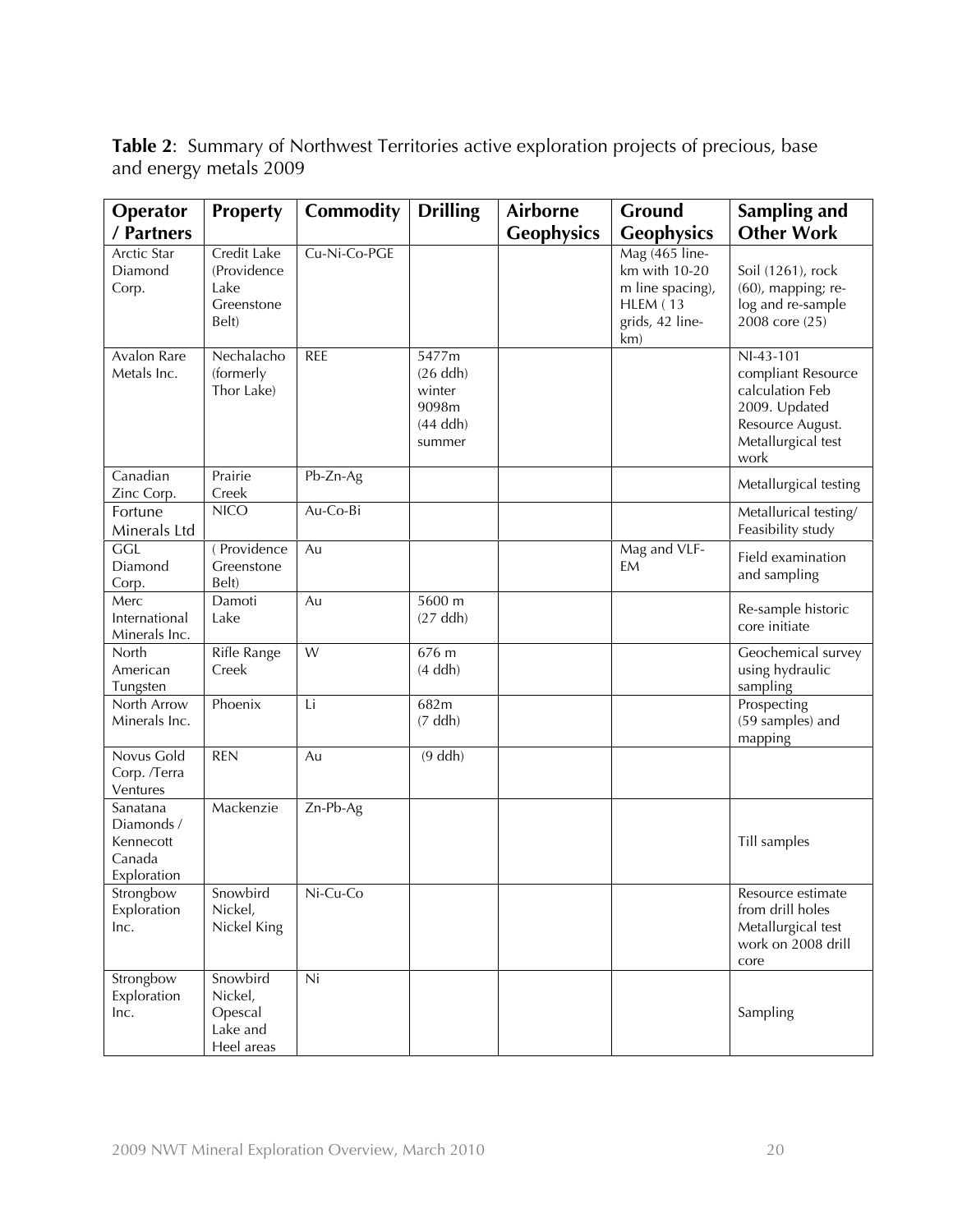**Table 2**: Summary of Northwest Territories active exploration projects of precious, base and energy metals 2009

| Operator / Partners | Property | Commodity | Drilling | Airborne Geophysics | Ground Geophysics | Sampling and Other Work |
|---|---|---|---|---|---|---|
| Arctic Star Diamond Corp. | Credit Lake (Providence Lake Greenstone Belt) | Cu-Ni-Co-PGE | | | Mag (465 line-km with 10-20 m line spacing), HLEM ( 13 grids, 42 line-km) | Soil (1261), rock (60), mapping; re-log and re-sample 2008 core (25) |
| Avalon Rare Metals Inc. | Nechalacho (formerly Thor Lake) | REE | 5477m (26 ddh) winter 9098m (44 ddh) summer | | | NI-43-101 compliant Resource calculation Feb 2009. Updated Resource August. Metallurgical test work |
| Canadian Zinc Corp. | Prairie Creek | Pb-Zn-Ag | | | | Metallurgical testing |
| Fortune Minerals Ltd | NICO | Au-Co-Bi | | | | Metallurical testing/ Feasibility study |
| GGL Diamond Corp. | ( Providence Greenstone Belt) | Au | | | Mag and VLF-EM | Field examination and sampling |
| Merc International Minerals Inc. | Damoti Lake | Au | 5600 m (27 ddh) | | | Re-sample historic core initiate |
| North American Tungsten | Rifle Range Creek | W | 676 m (4 ddh) | | | Geochemical survey using hydraulic sampling |
| North Arrow Minerals Inc. | Phoenix | Li | 682m (7 ddh) | | | Prospecting (59 samples) and mapping |
| Novus Gold Corp. /Terra Ventures | REN | Au | (9 ddh) | | | |
| Sanatana Diamonds / Kennecott Canada Exploration | Mackenzie | Zn-Pb-Ag | | | | Till samples |
| Strongbow Exploration Inc. | Snowbird Nickel, Nickel King | Ni-Cu-Co | | | | Resource estimate from drill holes Metallurgical test work on 2008 drill core |
| Strongbow Exploration Inc. | Snowbird Nickel, Opescal Lake and Heel areas | Ni | | | | Sampling |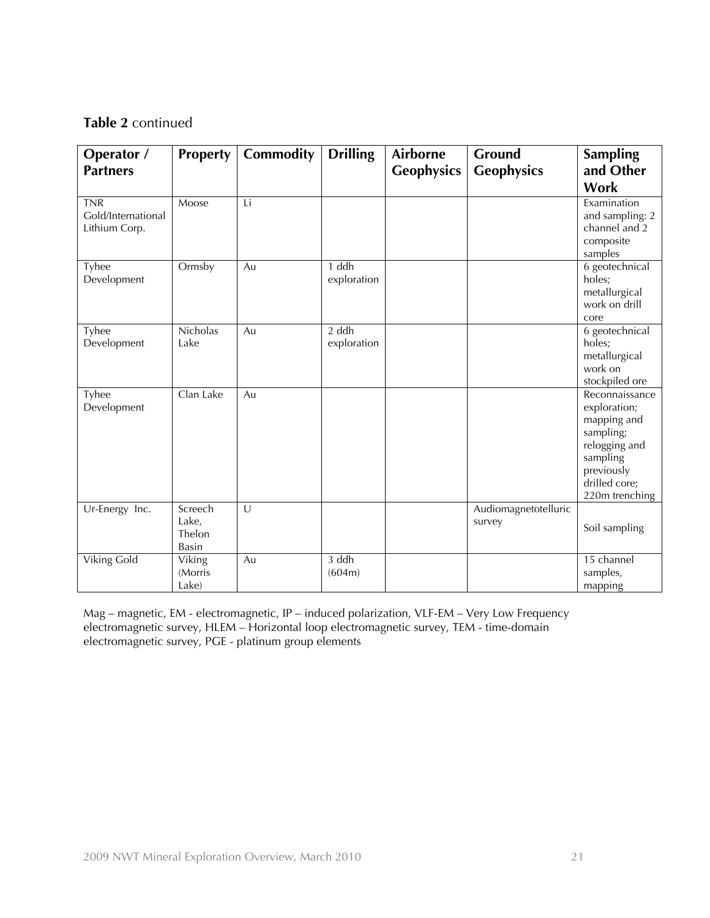**Table 2** continued

| Operator / Partners | Property | Commodity | Drilling | Airborne Geophysics | Ground Geophysics | Sampling and Other Work |
|---|---|---|---|---|---|---|
| TNR Gold/International Lithium Corp. | Moose | Li | | | | Examination and sampling: 2 channel and 2 composite samples |
| Tyhee Development | Ormsby | Au | 1 ddh exploration | | | 6 geotechnical holes; metallurgical work on drill core |
| Tyhee Development | Nicholas Lake | Au | 2 ddh exploration | | | 6 geotechnical holes; metallurgical work on stockpiled ore |
| Tyhee Development | Clan Lake | Au | | | | Reconnaissance exploration; mapping and sampling; relogging and sampling previously drilled core; 220m trenching |
| Ur-Energy Inc. | Screech Lake, Thelon Basin | U | | | Audiomagnetotelluric survey | Soil sampling |
| Viking Gold | Viking (Morris Lake) | Au | 3 ddh (604m) | | | 15 channel samples, mapping |

Mag – magnetic, EM - electromagnetic, IP – induced polarization, VLF-EM – Very Low Frequency electromagnetic survey, HLEM – Horizontal loop electromagnetic survey, TEM - time-domain electromagnetic survey, PGE - platinum group elements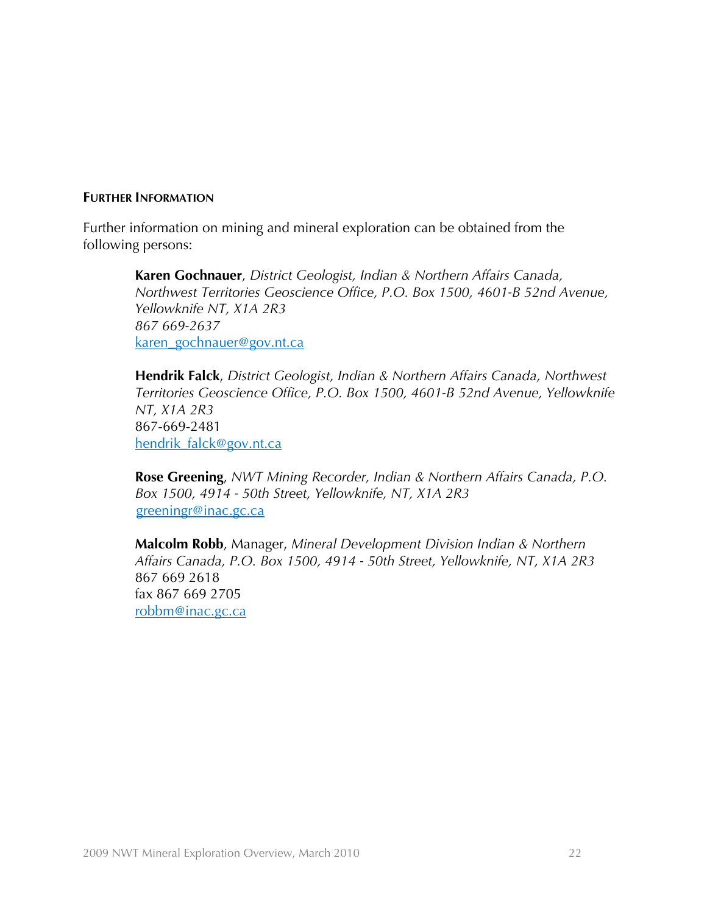### FURTHER INFORMATION

Further information on mining and mineral exploration can be obtained from the following persons:

**Karen Gochnauer**, *District Geologist, Indian & Northern Affairs Canada, Northwest Territories Geoscience Office, P.O. Box 1500, 4601-B 52nd Avenue, Yellowknife NT, X1A 2R3*
*867 669-2637*
karen_gochnauer@gov.nt.ca

**Hendrik Falck**, *District Geologist, Indian & Northern Affairs Canada, Northwest Territories Geoscience Office, P.O. Box 1500, 4601-B 52nd Avenue, Yellowknife NT, X1A 2R3*
867-669-2481
hendrik_falck@gov.nt.ca

**Rose Greening**, *NWT Mining Recorder, Indian & Northern Affairs Canada, P.O. Box 1500, 4914 - 50th Street, Yellowknife, NT, X1A 2R3*
greeningr@inac.gc.ca

**Malcolm Robb**, Manager, *Mineral Development Division Indian & Northern Affairs Canada, P.O. Box 1500, 4914 - 50th Street, Yellowknife, NT, X1A 2R3*
867 669 2618
fax 867 669 2705
robbm@inac.gc.ca